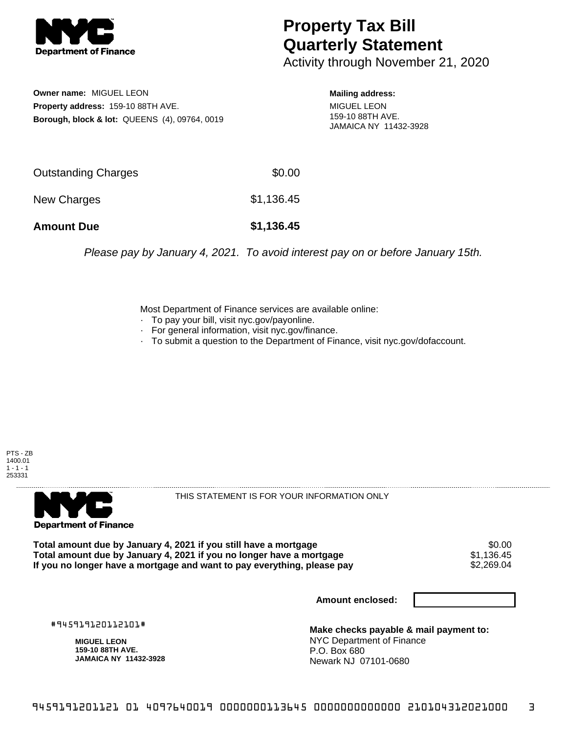**NYC Department of Finance**

# Property Tax Bill Quarterly Statement

Activity through November 21, 2020

**Owner name:** MIGUEL LEON
**Property address:** 159-10 88TH AVE.
**Borough, block & lot:** QUEENS (4), 09764, 0019

**Mailing address:**
MIGUEL LEON
159-10 88TH AVE.
JAMAICA NY 11432-3928

| | |
|---|---|
| Outstanding Charges | $0.00 |
| New Charges | $1,136.45 |
| **Amount Due** | **$1,136.45** |

*Please pay by January 4, 2021. To avoid interest pay on or before January 15th.*

Most Department of Finance services are available online:
- To pay your bill, visit nyc.gov/payonline.
- For general information, visit nyc.gov/finance.
- To submit a question to the Department of Finance, visit nyc.gov/dofaccount.

PTS - ZB
1400.01
1 - 1 - 1
253331

---

**NYC Department of Finance**

THIS STATEMENT IS FOR YOUR INFORMATION ONLY

| | |
|---|---|
| **Total amount due by January 4, 2021 if you still have a mortgage** | $0.00 |
| **Total amount due by January 4, 2021 if you no longer have a mortgage** | $1,136.45 |
| **If you no longer have a mortgage and want to pay everything, please pay** | $2,269.04 |

**Amount enclosed:**

#945919120112101#

**MIGUEL LEON**
**159-10 88TH AVE.**
**JAMAICA NY 11432-3928**

**Make checks payable & mail payment to:**
NYC Department of Finance
P.O. Box 680
Newark NJ 07101-0680

9459191201121 01 4097640019 0000000113645 0000000000000 210104312021000 3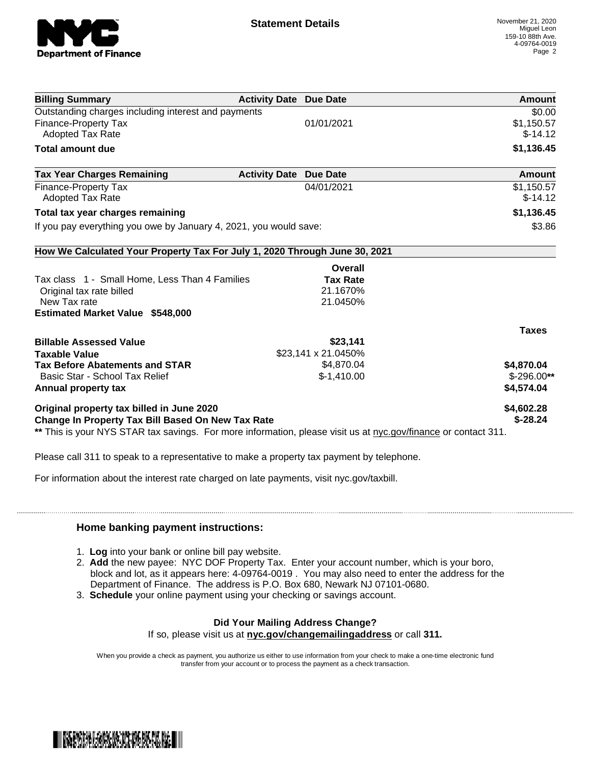# Statement Details

November 21, 2020
Miguel Leon
159-10 88th Ave.
4-09764-0019

| Billing Summary | Activity Date | Due Date | Amount |
|---|---|---|---|
| Outstanding charges including interest and payments | | | $0.00 |
| Finance-Property Tax | | 01/01/2021 | $1,150.57 |
| Adopted Tax Rate | | | $-14.12 |
| **Total amount due** | | | **$1,136.45** |

| Tax Year Charges Remaining | Activity Date | Due Date | Amount |
|---|---|---|---|
| Finance-Property Tax | | 04/01/2021 | $1,150.57 |
| Adopted Tax Rate | | | $-14.12 |
| **Total tax year charges remaining** | | | **$1,136.45** |
| If you pay everything you owe by January 4, 2021, you would save: | | | $3.86 |

## How We Calculated Your Property Tax For July 1, 2020 Through June 30, 2021

| | Overall Tax Rate | Taxes |
|---|---|---|
| Tax class 1 - Small Home, Less Than 4 Families | | |
| Original tax rate billed | 21.1670% | |
| New Tax rate | 21.0450% | |
| **Estimated Market Value $548,000** | | |
| **Billable Assessed Value** | **$23,141** | |
| **Taxable Value** | $23,141 x 21.0450% | |
| **Tax Before Abatements and STAR** | $4,870.04 | **$4,870.04** |
| Basic Star - School Tax Relief | $-1,410.00 | $-296.00** |
| **Annual property tax** | | **$4,574.04** |
| **Original property tax billed in June 2020** | | **$4,602.28** |
| **Change In Property Tax Bill Based On New Tax Rate** | | **$-28.24** |

** This is your NYS STAR tax savings. For more information, please visit us at nyc.gov/finance or contact 311.

Please call 311 to speak to a representative to make a property tax payment by telephone.

For information about the interest rate charged on late payments, visit nyc.gov/taxbill.

### Home banking payment instructions:

1. **Log** into your bank or online bill pay website.
2. **Add** the new payee: NYC DOF Property Tax. Enter your account number, which is your boro, block and lot, as it appears here: 4-09764-0019 . You may also need to enter the address for the Department of Finance. The address is P.O. Box 680, Newark NJ 07101-0680.
3. **Schedule** your online payment using your checking or savings account.

**Did Your Mailing Address Change?**
If so, please visit us at **nyc.gov/changemailingaddress** or call **311.**

When you provide a check as payment, you authorize us either to use information from your check to make a one-time electronic fund transfer from your account or to process the payment as a check transaction.